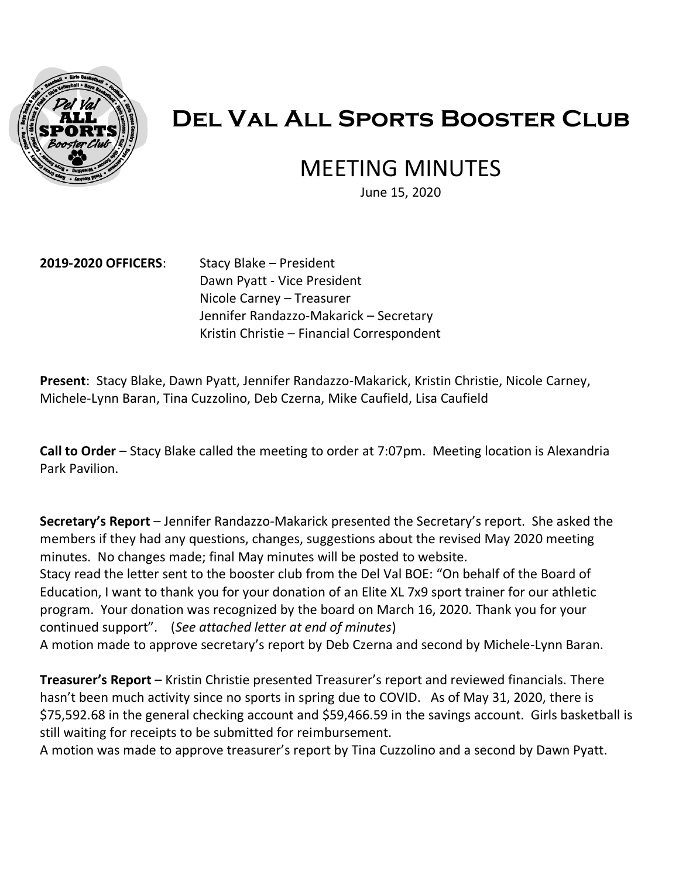# Del Val All Sports Booster Club

## MEETING MINUTES

June 15, 2020

**2019-2020 OFFICERS**: Stacy Blake – President
Dawn Pyatt - Vice President
Nicole Carney – Treasurer
Jennifer Randazzo-Makarick – Secretary
Kristin Christie – Financial Correspondent

**Present**: Stacy Blake, Dawn Pyatt, Jennifer Randazzo-Makarick, Kristin Christie, Nicole Carney, Michele-Lynn Baran, Tina Cuzzolino, Deb Czerna, Mike Caufield, Lisa Caufield

**Call to Order** – Stacy Blake called the meeting to order at 7:07pm. Meeting location is Alexandria Park Pavilion.

**Secretary's Report** – Jennifer Randazzo-Makarick presented the Secretary's report. She asked the members if they had any questions, changes, suggestions about the revised May 2020 meeting minutes. No changes made; final May minutes will be posted to website.
Stacy read the letter sent to the booster club from the Del Val BOE: "On behalf of the Board of Education, I want to thank you for your donation of an Elite XL 7x9 sport trainer for our athletic program. Your donation was recognized by the board on March 16, 2020. Thank you for your continued support". (*See attached letter at end of minutes*)
A motion made to approve secretary's report by Deb Czerna and second by Michele-Lynn Baran.

**Treasurer's Report** – Kristin Christie presented Treasurer's report and reviewed financials. There hasn't been much activity since no sports in spring due to COVID. As of May 31, 2020, there is $75,592.68 in the general checking account and $59,466.59 in the savings account. Girls basketball is still waiting for receipts to be submitted for reimbursement.
A motion was made to approve treasurer's report by Tina Cuzzolino and a second by Dawn Pyatt.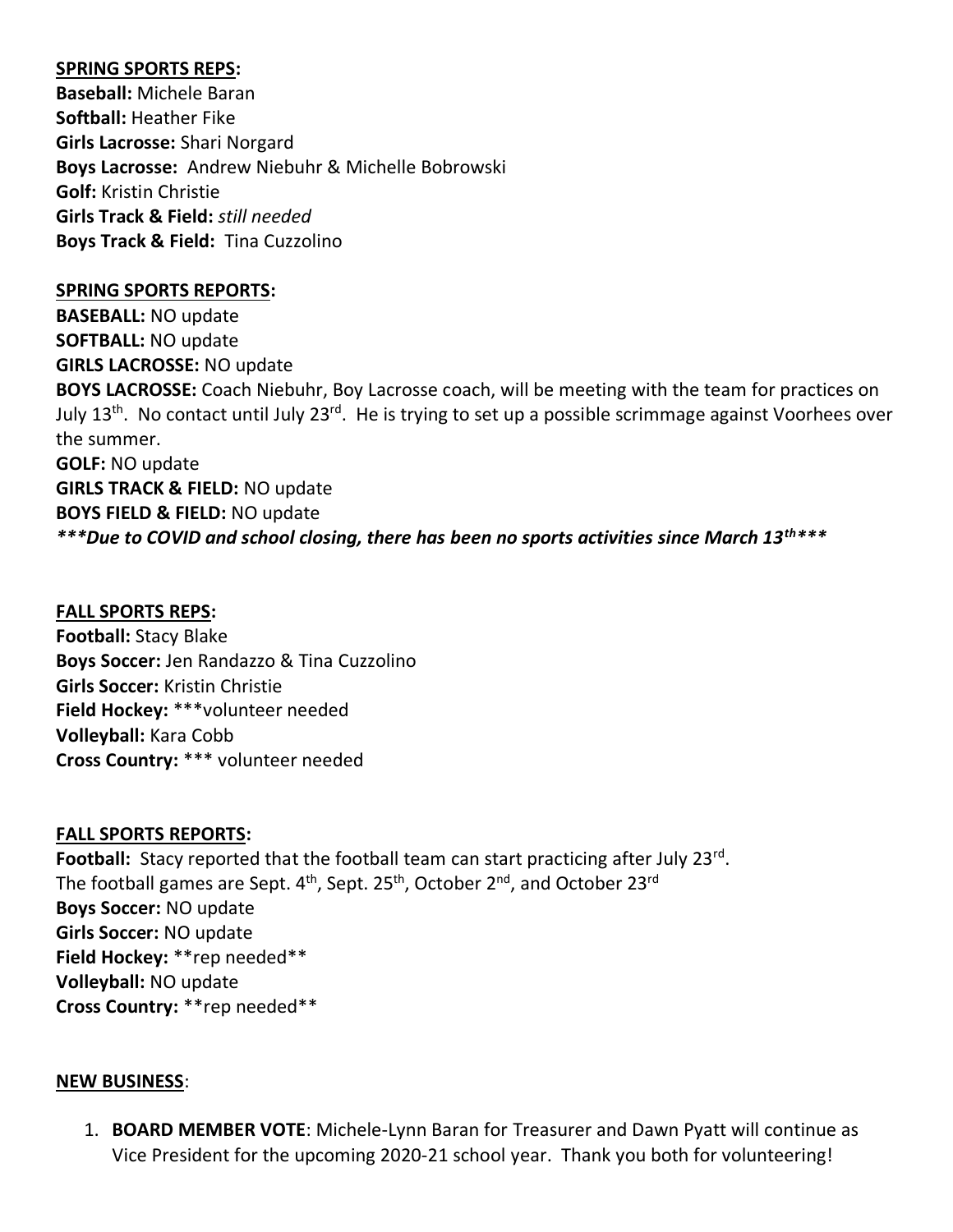**SPRING SPORTS REPS:**

**Baseball:** Michele Baran
**Softball:** Heather Fike
**Girls Lacrosse:** Shari Norgard
**Boys Lacrosse:** Andrew Niebuhr & Michelle Bobrowski
**Golf:** Kristin Christie
**Girls Track & Field:** *still needed*
**Boys Track & Field:** Tina Cuzzolino

**SPRING SPORTS REPORTS:**

**BASEBALL:** NO update
**SOFTBALL:** NO update
**GIRLS LACROSSE:** NO update
**BOYS LACROSSE:** Coach Niebuhr, Boy Lacrosse coach, will be meeting with the team for practices on July 13th. No contact until July 23rd. He is trying to set up a possible scrimmage against Voorhees over the summer.
**GOLF:** NO update
**GIRLS TRACK & FIELD:** NO update
**BOYS FIELD & FIELD:** NO update
***\*\*\*Due to COVID and school closing, there has been no sports activities since March 13th\*\*\****

**FALL SPORTS REPS:**

**Football:** Stacy Blake
**Boys Soccer:** Jen Randazzo & Tina Cuzzolino
**Girls Soccer:** Kristin Christie
**Field Hockey:** ***volunteer needed
**Volleyball:** Kara Cobb
**Cross Country:** *** volunteer needed

**FALL SPORTS REPORTS:**

**Football:** Stacy reported that the football team can start practicing after July 23rd.
The football games are Sept. 4th, Sept. 25th, October 2nd, and October 23rd
**Boys Soccer:** NO update
**Girls Soccer:** NO update
**Field Hockey:** **rep needed**
**Volleyball:** NO update
**Cross Country:** **rep needed**

**NEW BUSINESS**:

1. **BOARD MEMBER VOTE**: Michele-Lynn Baran for Treasurer and Dawn Pyatt will continue as Vice President for the upcoming 2020-21 school year. Thank you both for volunteering!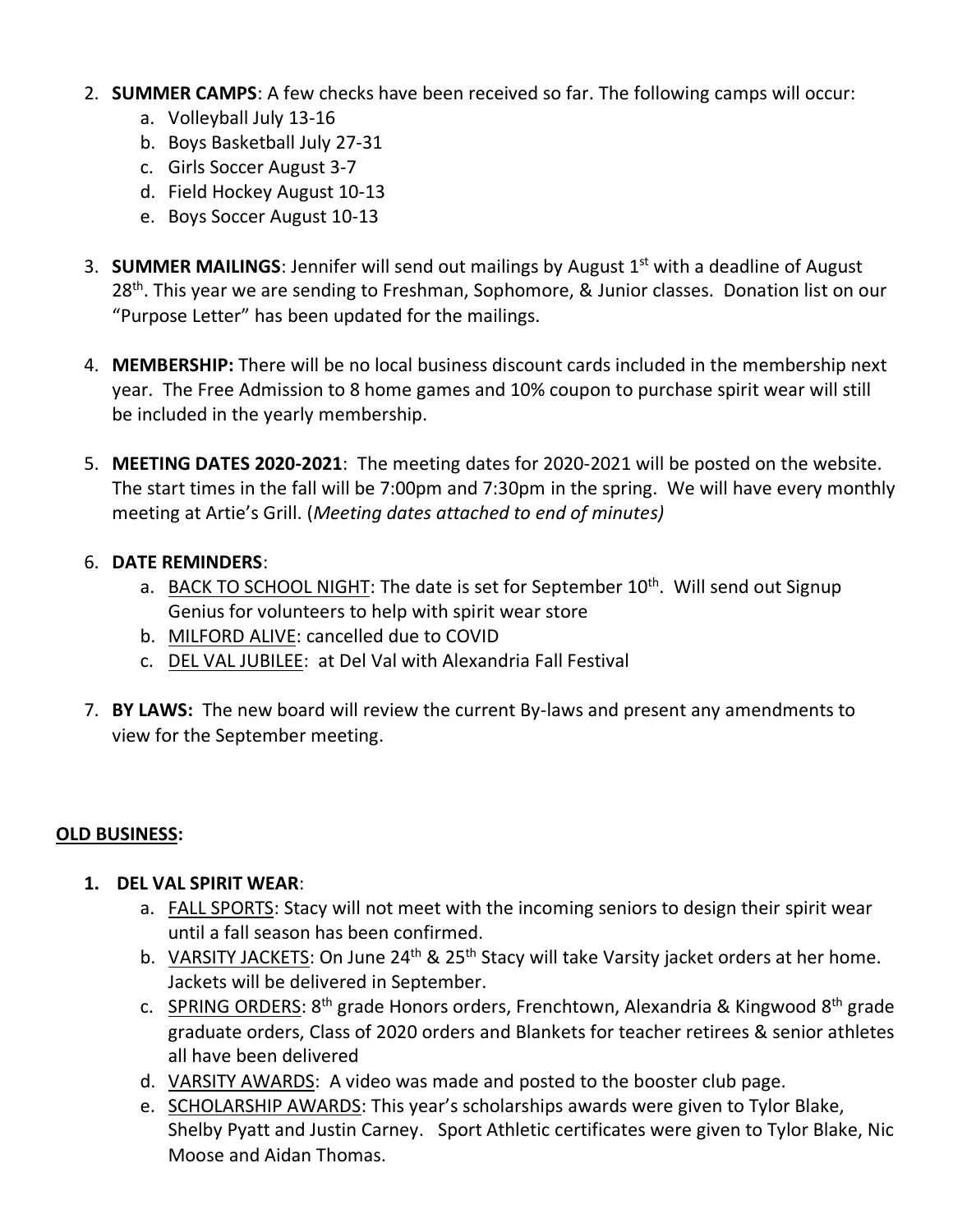2. **SUMMER CAMPS**: A few checks have been received so far. The following camps will occur:
    a. Volleyball July 13-16
    b. Boys Basketball July 27-31
    c. Girls Soccer August 3-7
    d. Field Hockey August 10-13
    e. Boys Soccer August 10-13

3. **SUMMER MAILINGS**: Jennifer will send out mailings by August 1st with a deadline of August 28th. This year we are sending to Freshman, Sophomore, & Junior classes. Donation list on our "Purpose Letter" has been updated for the mailings.

4. **MEMBERSHIP:** There will be no local business discount cards included in the membership next year. The Free Admission to 8 home games and 10% coupon to purchase spirit wear will still be included in the yearly membership.

5. **MEETING DATES 2020-2021**: The meeting dates for 2020-2021 will be posted on the website. The start times in the fall will be 7:00pm and 7:30pm in the spring. We will have every monthly meeting at Artie's Grill. (*Meeting dates attached to end of minutes)*

6. **DATE REMINDERS**:
    a. BACK TO SCHOOL NIGHT: The date is set for September 10th. Will send out Signup Genius for volunteers to help with spirit wear store
    b. MILFORD ALIVE: cancelled due to COVID
    c. DEL VAL JUBILEE: at Del Val with Alexandria Fall Festival

7. **BY LAWS:** The new board will review the current By-laws and present any amendments to view for the September meeting.

**OLD BUSINESS:**

1. **DEL VAL SPIRIT WEAR**:
    a. FALL SPORTS: Stacy will not meet with the incoming seniors to design their spirit wear until a fall season has been confirmed.
    b. VARSITY JACKETS: On June 24th & 25th Stacy will take Varsity jacket orders at her home. Jackets will be delivered in September.
    c. SPRING ORDERS: 8th grade Honors orders, Frenchtown, Alexandria & Kingwood 8th grade graduate orders, Class of 2020 orders and Blankets for teacher retirees & senior athletes all have been delivered
    d. VARSITY AWARDS: A video was made and posted to the booster club page.
    e. SCHOLARSHIP AWARDS: This year's scholarships awards were given to Tylor Blake, Shelby Pyatt and Justin Carney. Sport Athletic certificates were given to Tylor Blake, Nic Moose and Aidan Thomas.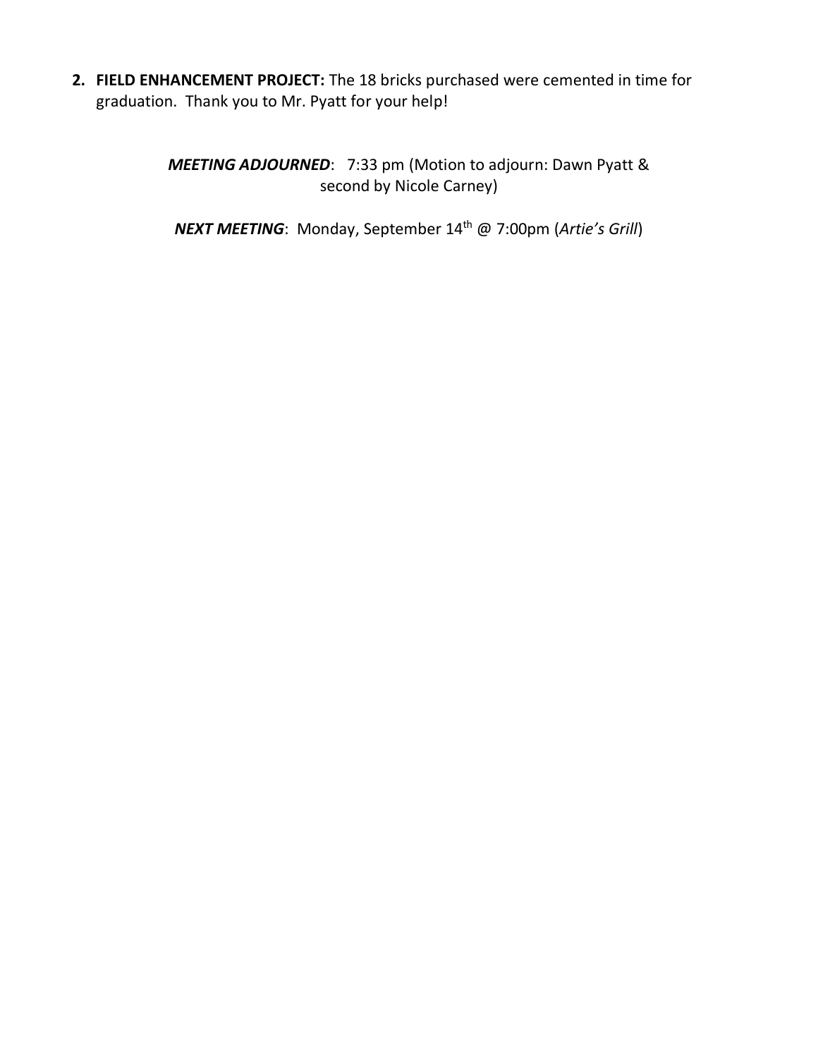2. **FIELD ENHANCEMENT PROJECT:** The 18 bricks purchased were cemented in time for graduation. Thank you to Mr. Pyatt for your help!

***MEETING ADJOURNED***: 7:33 pm (Motion to adjourn: Dawn Pyatt & second by Nicole Carney)

***NEXT MEETING***: Monday, September 14th @ 7:00pm (*Artie's Grill*)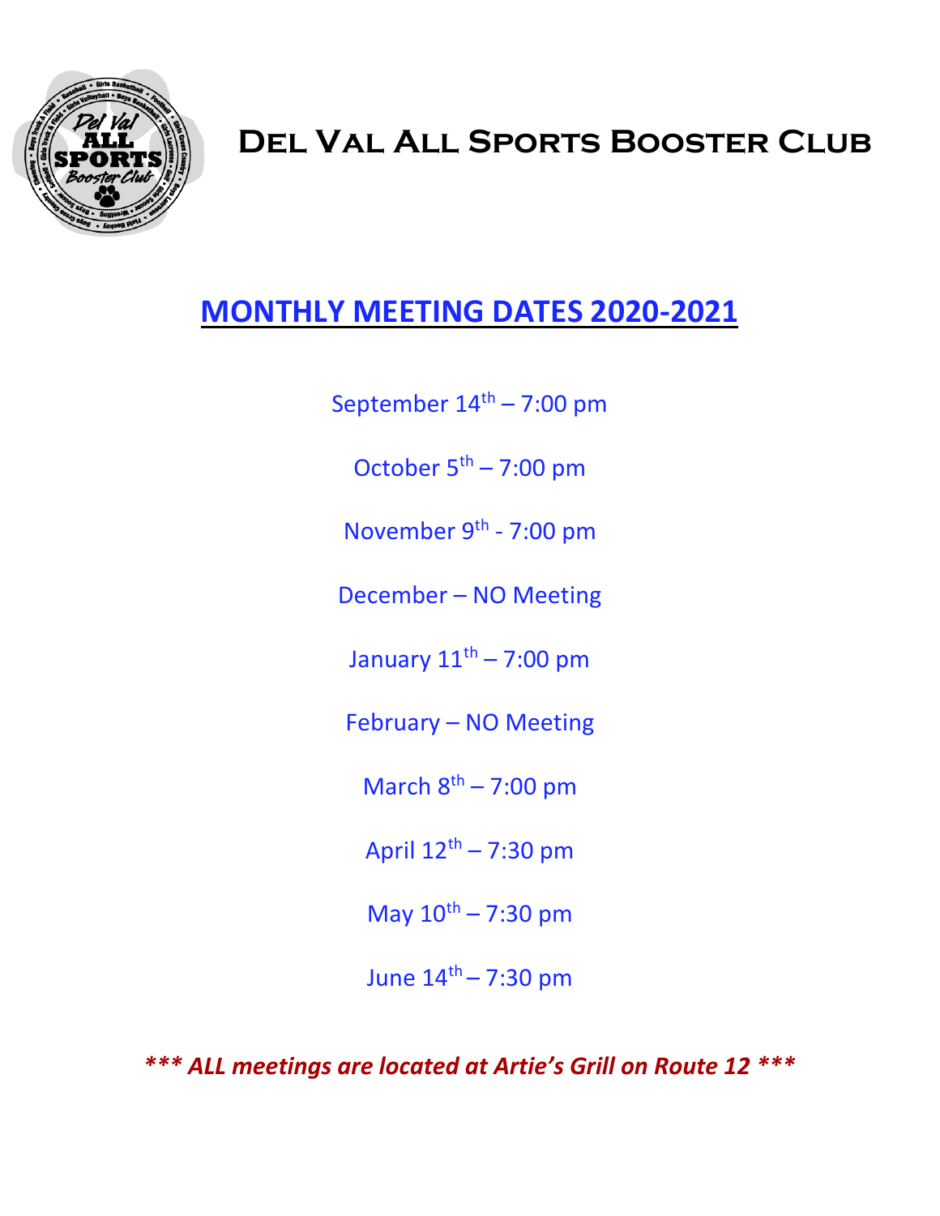# Del Val All Sports Booster Club

## MONTHLY MEETING DATES 2020-2021

September 14th – 7:00 pm

October 5th – 7:00 pm

November 9th - 7:00 pm

December – NO Meeting

January 11th – 7:00 pm

February – NO Meeting

March 8th – 7:00 pm

April 12th – 7:30 pm

May 10th – 7:30 pm

June 14th – 7:30 pm

***\*\*\* ALL meetings are located at Artie's Grill on Route 12 \*\*\****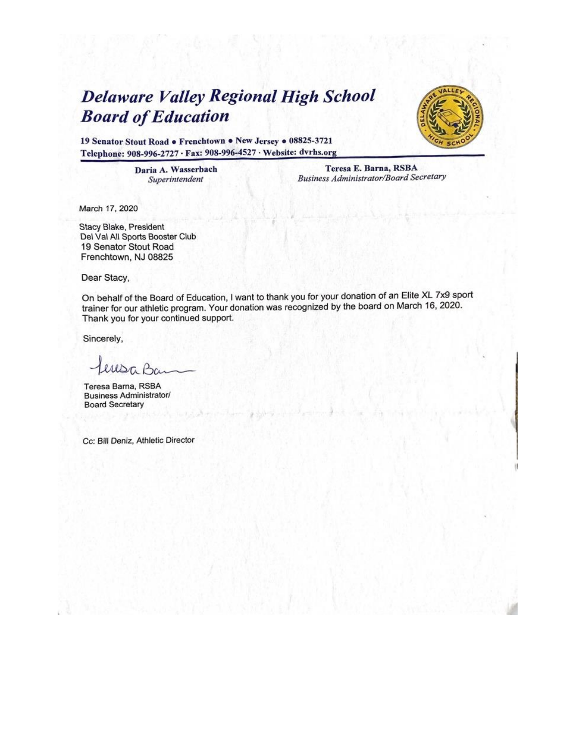# *Delaware Valley Regional High School Board of Education*

**19 Senator Stout Road • Frenchtown • New Jersey • 08825-3721**
**Telephone: 908-996-2727 · Fax: 908-996-4527 · Website: dvrhs.org**

**Daria A. Wasserbach**
*Superintendent*

**Teresa E. Barna, RSBA**
*Business Administrator/Board Secretary*

March 17, 2020

Stacy Blake, President
Del Val All Sports Booster Club
19 Senator Stout Road
Frenchtown, NJ 08825

Dear Stacy,

On behalf of the Board of Education, I want to thank you for your donation of an Elite XL 7x9 sport trainer for our athletic program. Your donation was recognized by the board on March 16, 2020. Thank you for your continued support.

Sincerely,

Teresa Barna

Teresa Barna, RSBA
Business Administrator/
Board Secretary

Cc: Bill Deniz, Athletic Director